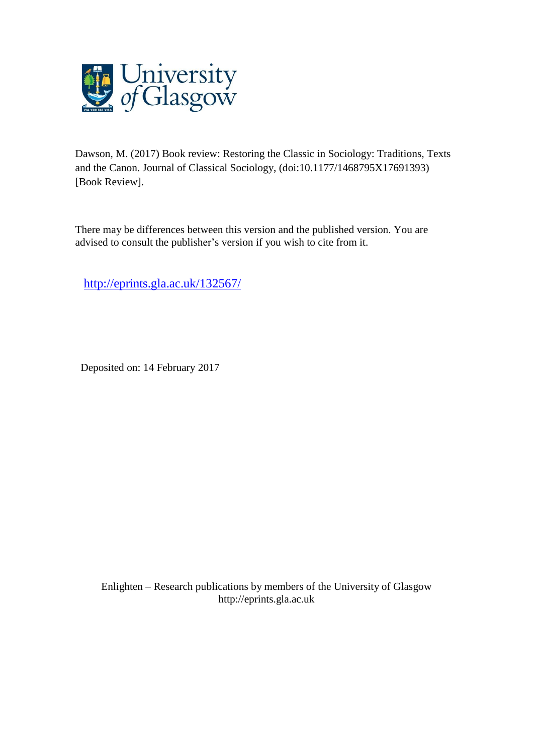Dawson, M. (2017) Book review: Restoring the Classic in Sociology: Traditions, Texts and the Canon. Journal of Classical Sociology, (doi:10.1177/1468795X17691393) [Book Review].

There may be differences between this version and the published version. You are advised to consult the publisher's version if you wish to cite from it.

http://eprints.gla.ac.uk/132567/

Deposited on: 14 February 2017

Enlighten – Research publications by members of the University of Glasgow
http://eprints.gla.ac.uk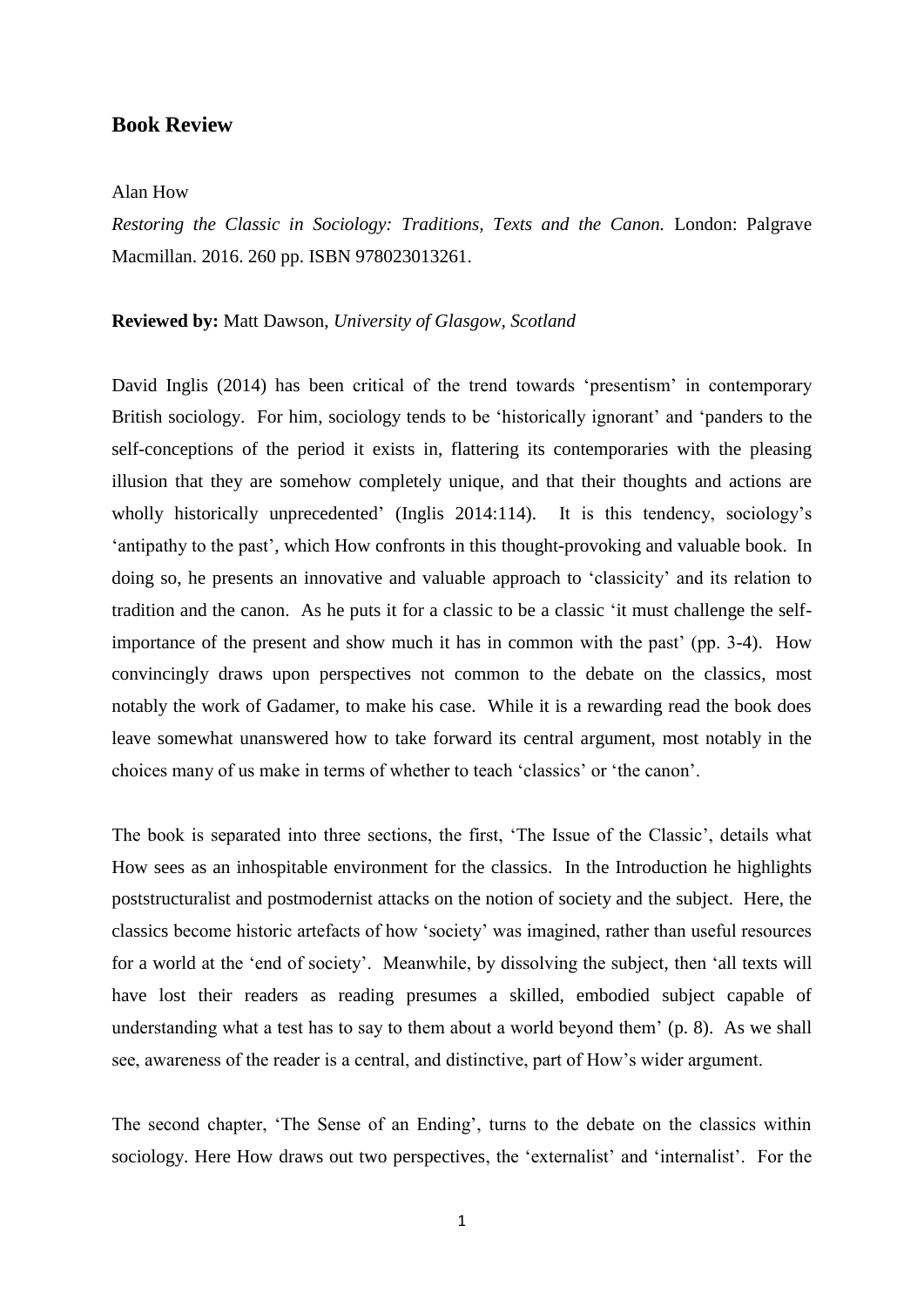## Book Review

Alan How

*Restoring the Classic in Sociology: Traditions, Texts and the Canon.* London: Palgrave Macmillan. 2016. 260 pp. ISBN 978023013261.

**Reviewed by:** Matt Dawson, *University of Glasgow, Scotland*

David Inglis (2014) has been critical of the trend towards 'presentism' in contemporary British sociology. For him, sociology tends to be 'historically ignorant' and 'panders to the self-conceptions of the period it exists in, flattering its contemporaries with the pleasing illusion that they are somehow completely unique, and that their thoughts and actions are wholly historically unprecedented' (Inglis 2014:114). It is this tendency, sociology's 'antipathy to the past', which How confronts in this thought-provoking and valuable book. In doing so, he presents an innovative and valuable approach to 'classicity' and its relation to tradition and the canon. As he puts it for a classic to be a classic 'it must challenge the self-importance of the present and show much it has in common with the past' (pp. 3-4). How convincingly draws upon perspectives not common to the debate on the classics, most notably the work of Gadamer, to make his case. While it is a rewarding read the book does leave somewhat unanswered how to take forward its central argument, most notably in the choices many of us make in terms of whether to teach 'classics' or 'the canon'.

The book is separated into three sections, the first, 'The Issue of the Classic', details what How sees as an inhospitable environment for the classics. In the Introduction he highlights poststructuralist and postmodernist attacks on the notion of society and the subject. Here, the classics become historic artefacts of how 'society' was imagined, rather than useful resources for a world at the 'end of society'. Meanwhile, by dissolving the subject, then 'all texts will have lost their readers as reading presumes a skilled, embodied subject capable of understanding what a test has to say to them about a world beyond them' (p. 8). As we shall see, awareness of the reader is a central, and distinctive, part of How's wider argument.

The second chapter, 'The Sense of an Ending', turns to the debate on the classics within sociology. Here How draws out two perspectives, the 'externalist' and 'internalist'. For the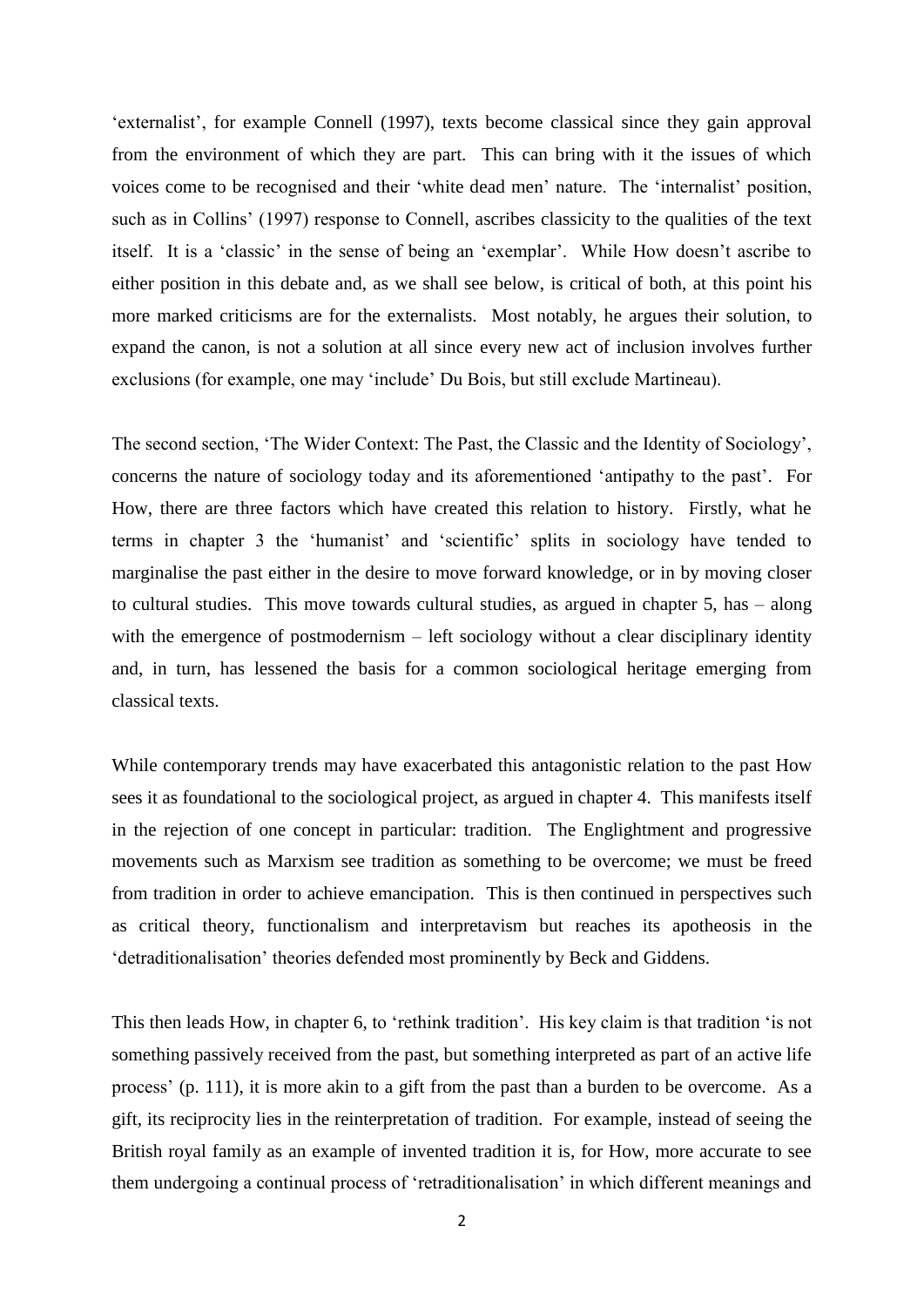'externalist', for example Connell (1997), texts become classical since they gain approval from the environment of which they are part. This can bring with it the issues of which voices come to be recognised and their 'white dead men' nature. The 'internalist' position, such as in Collins' (1997) response to Connell, ascribes classicity to the qualities of the text itself. It is a 'classic' in the sense of being an 'exemplar'. While How doesn't ascribe to either position in this debate and, as we shall see below, is critical of both, at this point his more marked criticisms are for the externalists. Most notably, he argues their solution, to expand the canon, is not a solution at all since every new act of inclusion involves further exclusions (for example, one may 'include' Du Bois, but still exclude Martineau).

The second section, 'The Wider Context: The Past, the Classic and the Identity of Sociology', concerns the nature of sociology today and its aforementioned 'antipathy to the past'. For How, there are three factors which have created this relation to history. Firstly, what he terms in chapter 3 the 'humanist' and 'scientific' splits in sociology have tended to marginalise the past either in the desire to move forward knowledge, or in by moving closer to cultural studies. This move towards cultural studies, as argued in chapter 5, has – along with the emergence of postmodernism – left sociology without a clear disciplinary identity and, in turn, has lessened the basis for a common sociological heritage emerging from classical texts.

While contemporary trends may have exacerbated this antagonistic relation to the past How sees it as foundational to the sociological project, as argued in chapter 4. This manifests itself in the rejection of one concept in particular: tradition. The Englightment and progressive movements such as Marxism see tradition as something to be overcome; we must be freed from tradition in order to achieve emancipation. This is then continued in perspectives such as critical theory, functionalism and interpretavism but reaches its apotheosis in the 'detraditionalisation' theories defended most prominently by Beck and Giddens.

This then leads How, in chapter 6, to 'rethink tradition'. His key claim is that tradition 'is not something passively received from the past, but something interpreted as part of an active life process' (p. 111), it is more akin to a gift from the past than a burden to be overcome. As a gift, its reciprocity lies in the reinterpretation of tradition. For example, instead of seeing the British royal family as an example of invented tradition it is, for How, more accurate to see them undergoing a continual process of 'retraditionalisation' in which different meanings and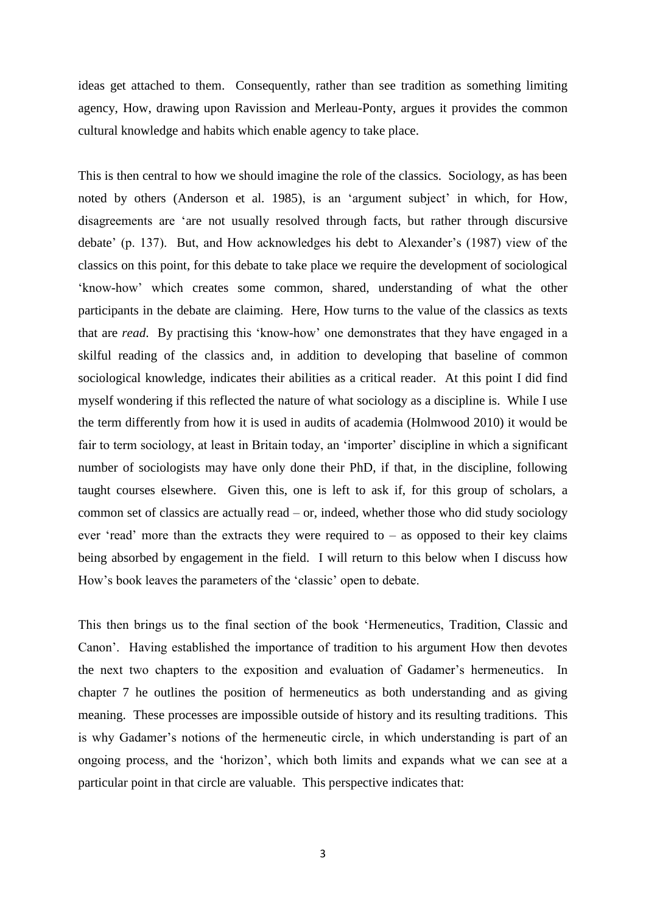ideas get attached to them. Consequently, rather than see tradition as something limiting agency, How, drawing upon Ravission and Merleau-Ponty, argues it provides the common cultural knowledge and habits which enable agency to take place.

This is then central to how we should imagine the role of the classics. Sociology, as has been noted by others (Anderson et al. 1985), is an 'argument subject' in which, for How, disagreements are 'are not usually resolved through facts, but rather through discursive debate' (p. 137). But, and How acknowledges his debt to Alexander's (1987) view of the classics on this point, for this debate to take place we require the development of sociological 'know-how' which creates some common, shared, understanding of what the other participants in the debate are claiming. Here, How turns to the value of the classics as texts that are *read*. By practising this 'know-how' one demonstrates that they have engaged in a skilful reading of the classics and, in addition to developing that baseline of common sociological knowledge, indicates their abilities as a critical reader. At this point I did find myself wondering if this reflected the nature of what sociology as a discipline is. While I use the term differently from how it is used in audits of academia (Holmwood 2010) it would be fair to term sociology, at least in Britain today, an 'importer' discipline in which a significant number of sociologists may have only done their PhD, if that, in the discipline, following taught courses elsewhere. Given this, one is left to ask if, for this group of scholars, a common set of classics are actually read – or, indeed, whether those who did study sociology ever 'read' more than the extracts they were required to – as opposed to their key claims being absorbed by engagement in the field. I will return to this below when I discuss how How's book leaves the parameters of the 'classic' open to debate.

This then brings us to the final section of the book 'Hermeneutics, Tradition, Classic and Canon'. Having established the importance of tradition to his argument How then devotes the next two chapters to the exposition and evaluation of Gadamer's hermeneutics. In chapter 7 he outlines the position of hermeneutics as both understanding and as giving meaning. These processes are impossible outside of history and its resulting traditions. This is why Gadamer's notions of the hermeneutic circle, in which understanding is part of an ongoing process, and the 'horizon', which both limits and expands what we can see at a particular point in that circle are valuable. This perspective indicates that: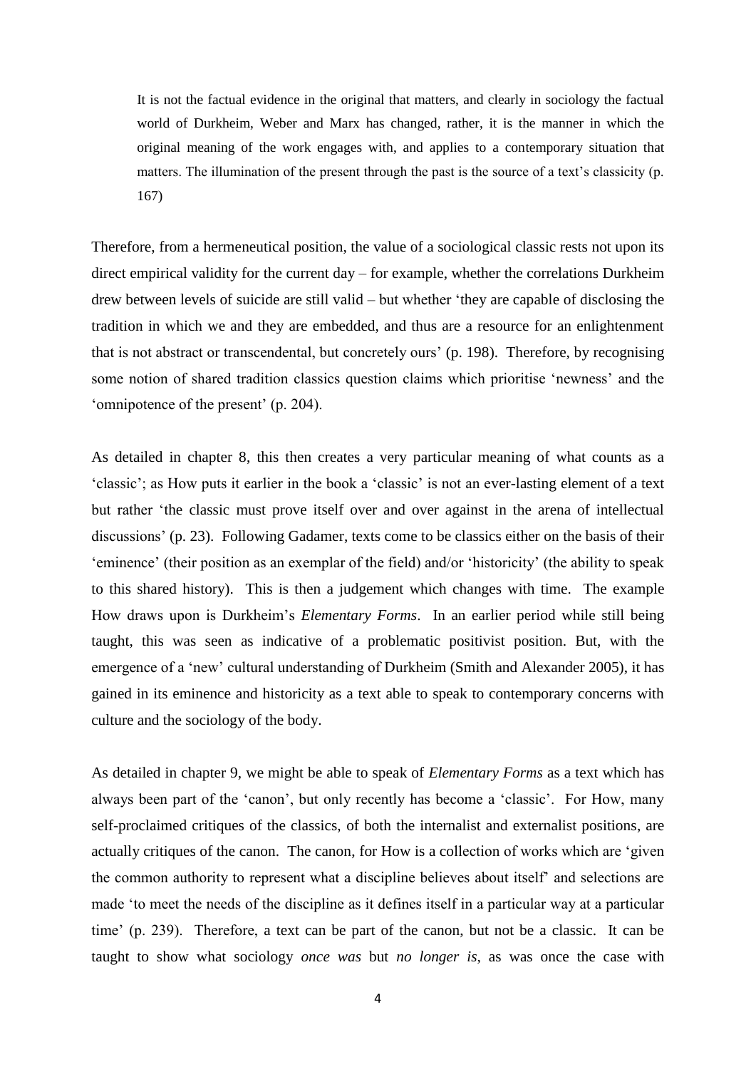> It is not the factual evidence in the original that matters, and clearly in sociology the factual world of Durkheim, Weber and Marx has changed, rather, it is the manner in which the original meaning of the work engages with, and applies to a contemporary situation that matters. The illumination of the present through the past is the source of a text's classicity (p. 167)

Therefore, from a hermeneutical position, the value of a sociological classic rests not upon its direct empirical validity for the current day – for example, whether the correlations Durkheim drew between levels of suicide are still valid – but whether 'they are capable of disclosing the tradition in which we and they are embedded, and thus are a resource for an enlightenment that is not abstract or transcendental, but concretely ours' (p. 198). Therefore, by recognising some notion of shared tradition classics question claims which prioritise 'newness' and the 'omnipotence of the present' (p. 204).

As detailed in chapter 8, this then creates a very particular meaning of what counts as a 'classic'; as How puts it earlier in the book a 'classic' is not an ever-lasting element of a text but rather 'the classic must prove itself over and over against in the arena of intellectual discussions' (p. 23). Following Gadamer, texts come to be classics either on the basis of their 'eminence' (their position as an exemplar of the field) and/or 'historicity' (the ability to speak to this shared history). This is then a judgement which changes with time. The example How draws upon is Durkheim's *Elementary Forms*. In an earlier period while still being taught, this was seen as indicative of a problematic positivist position. But, with the emergence of a 'new' cultural understanding of Durkheim (Smith and Alexander 2005), it has gained in its eminence and historicity as a text able to speak to contemporary concerns with culture and the sociology of the body.

As detailed in chapter 9, we might be able to speak of *Elementary Forms* as a text which has always been part of the 'canon', but only recently has become a 'classic'. For How, many self-proclaimed critiques of the classics, of both the internalist and externalist positions, are actually critiques of the canon. The canon, for How is a collection of works which are 'given the common authority to represent what a discipline believes about itself' and selections are made 'to meet the needs of the discipline as it defines itself in a particular way at a particular time' (p. 239). Therefore, a text can be part of the canon, but not be a classic. It can be taught to show what sociology *once was* but *no longer is*, as was once the case with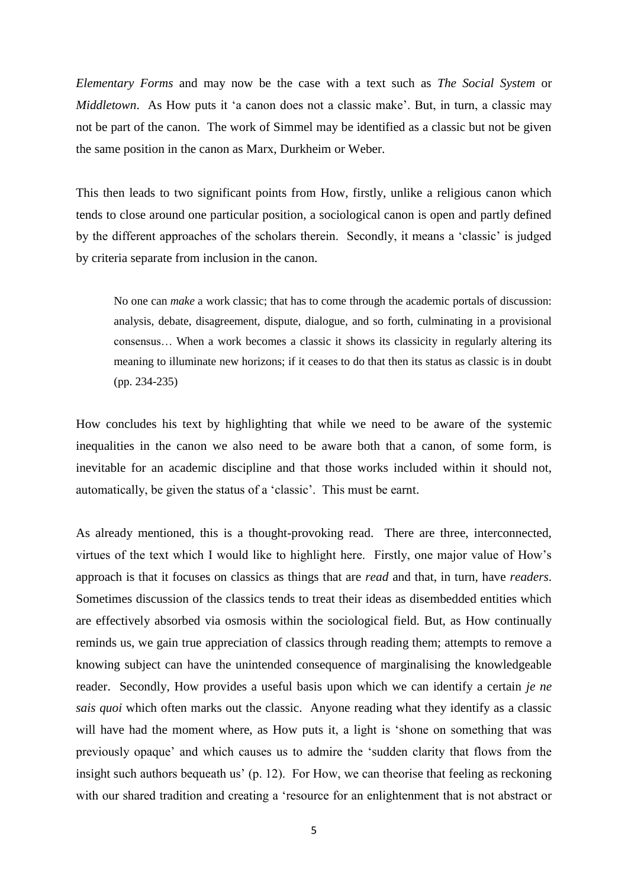*Elementary Forms* and may now be the case with a text such as *The Social System* or *Middletown*. As How puts it 'a canon does not a classic make'. But, in turn, a classic may not be part of the canon. The work of Simmel may be identified as a classic but not be given the same position in the canon as Marx, Durkheim or Weber.

This then leads to two significant points from How, firstly, unlike a religious canon which tends to close around one particular position, a sociological canon is open and partly defined by the different approaches of the scholars therein. Secondly, it means a 'classic' is judged by criteria separate from inclusion in the canon.

> No one can *make* a work classic; that has to come through the academic portals of discussion: analysis, debate, disagreement, dispute, dialogue, and so forth, culminating in a provisional consensus… When a work becomes a classic it shows its classicity in regularly altering its meaning to illuminate new horizons; if it ceases to do that then its status as classic is in doubt (pp. 234-235)

How concludes his text by highlighting that while we need to be aware of the systemic inequalities in the canon we also need to be aware both that a canon, of some form, is inevitable for an academic discipline and that those works included within it should not, automatically, be given the status of a 'classic'. This must be earnt.

As already mentioned, this is a thought-provoking read. There are three, interconnected, virtues of the text which I would like to highlight here. Firstly, one major value of How's approach is that it focuses on classics as things that are *read* and that, in turn, have *readers*. Sometimes discussion of the classics tends to treat their ideas as disembedded entities which are effectively absorbed via osmosis within the sociological field. But, as How continually reminds us, we gain true appreciation of classics through reading them; attempts to remove a knowing subject can have the unintended consequence of marginalising the knowledgeable reader. Secondly, How provides a useful basis upon which we can identify a certain *je ne sais quoi* which often marks out the classic. Anyone reading what they identify as a classic will have had the moment where, as How puts it, a light is 'shone on something that was previously opaque' and which causes us to admire the 'sudden clarity that flows from the insight such authors bequeath us' (p. 12). For How, we can theorise that feeling as reckoning with our shared tradition and creating a 'resource for an enlightenment that is not abstract or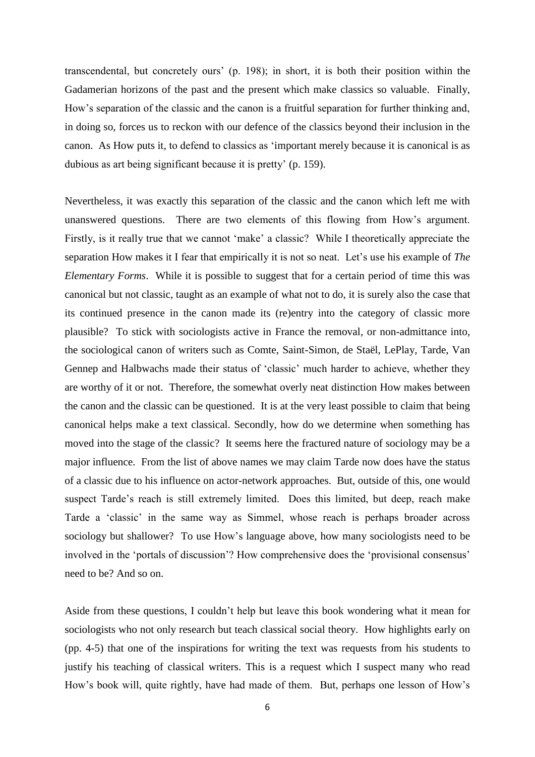transcendental, but concretely ours' (p. 198); in short, it is both their position within the Gadamerian horizons of the past and the present which make classics so valuable. Finally, How's separation of the classic and the canon is a fruitful separation for further thinking and, in doing so, forces us to reckon with our defence of the classics beyond their inclusion in the canon. As How puts it, to defend to classics as 'important merely because it is canonical is as dubious as art being significant because it is pretty' (p. 159).

Nevertheless, it was exactly this separation of the classic and the canon which left me with unanswered questions. There are two elements of this flowing from How's argument. Firstly, is it really true that we cannot 'make' a classic? While I theoretically appreciate the separation How makes it I fear that empirically it is not so neat. Let's use his example of *The Elementary Forms*. While it is possible to suggest that for a certain period of time this was canonical but not classic, taught as an example of what not to do, it is surely also the case that its continued presence in the canon made its (re)entry into the category of classic more plausible? To stick with sociologists active in France the removal, or non-admittance into, the sociological canon of writers such as Comte, Saint-Simon, de Staël, LePlay, Tarde, Van Gennep and Halbwachs made their status of 'classic' much harder to achieve, whether they are worthy of it or not. Therefore, the somewhat overly neat distinction How makes between the canon and the classic can be questioned. It is at the very least possible to claim that being canonical helps make a text classical. Secondly, how do we determine when something has moved into the stage of the classic? It seems here the fractured nature of sociology may be a major influence. From the list of above names we may claim Tarde now does have the status of a classic due to his influence on actor-network approaches. But, outside of this, one would suspect Tarde's reach is still extremely limited. Does this limited, but deep, reach make Tarde a 'classic' in the same way as Simmel, whose reach is perhaps broader across sociology but shallower? To use How's language above, how many sociologists need to be involved in the 'portals of discussion'? How comprehensive does the 'provisional consensus' need to be? And so on.

Aside from these questions, I couldn't help but leave this book wondering what it mean for sociologists who not only research but teach classical social theory. How highlights early on (pp. 4-5) that one of the inspirations for writing the text was requests from his students to justify his teaching of classical writers. This is a request which I suspect many who read How's book will, quite rightly, have had made of them. But, perhaps one lesson of How's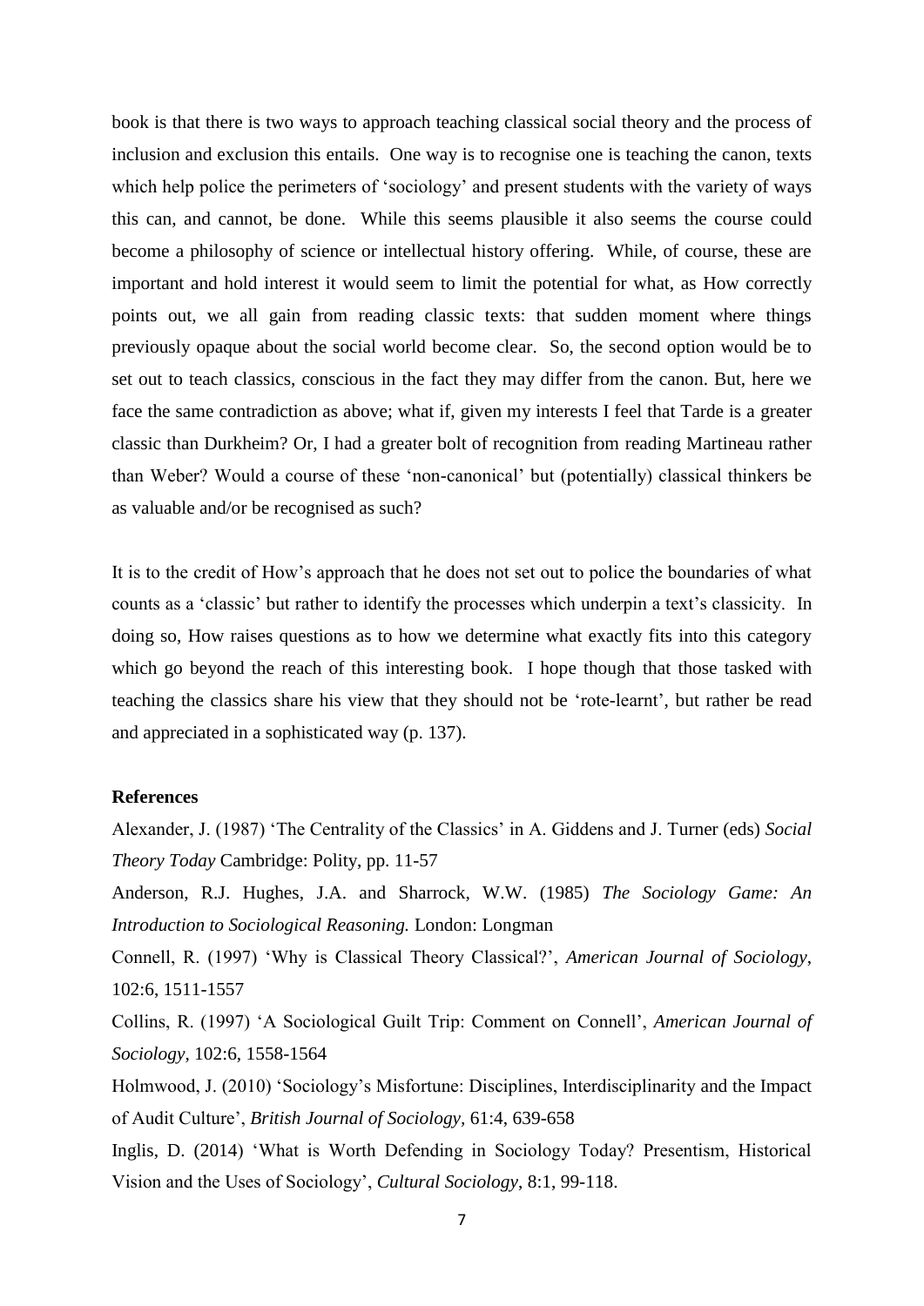book is that there is two ways to approach teaching classical social theory and the process of inclusion and exclusion this entails. One way is to recognise one is teaching the canon, texts which help police the perimeters of 'sociology' and present students with the variety of ways this can, and cannot, be done. While this seems plausible it also seems the course could become a philosophy of science or intellectual history offering. While, of course, these are important and hold interest it would seem to limit the potential for what, as How correctly points out, we all gain from reading classic texts: that sudden moment where things previously opaque about the social world become clear. So, the second option would be to set out to teach classics, conscious in the fact they may differ from the canon. But, here we face the same contradiction as above; what if, given my interests I feel that Tarde is a greater classic than Durkheim? Or, I had a greater bolt of recognition from reading Martineau rather than Weber? Would a course of these 'non-canonical' but (potentially) classical thinkers be as valuable and/or be recognised as such?

It is to the credit of How's approach that he does not set out to police the boundaries of what counts as a 'classic' but rather to identify the processes which underpin a text's classicity. In doing so, How raises questions as to how we determine what exactly fits into this category which go beyond the reach of this interesting book. I hope though that those tasked with teaching the classics share his view that they should not be 'rote-learnt', but rather be read and appreciated in a sophisticated way (p. 137).

**References**

Alexander, J. (1987) 'The Centrality of the Classics' in A. Giddens and J. Turner (eds) *Social Theory Today* Cambridge: Polity, pp. 11-57

Anderson, R.J. Hughes, J.A. and Sharrock, W.W. (1985) *The Sociology Game: An Introduction to Sociological Reasoning.* London: Longman

Connell, R. (1997) 'Why is Classical Theory Classical?', *American Journal of Sociology*, 102:6, 1511-1557

Collins, R. (1997) 'A Sociological Guilt Trip: Comment on Connell', *American Journal of Sociology*, 102:6, 1558-1564

Holmwood, J. (2010) 'Sociology's Misfortune: Disciplines, Interdisciplinarity and the Impact of Audit Culture', *British Journal of Sociology*, 61:4, 639-658

Inglis, D. (2014) 'What is Worth Defending in Sociology Today? Presentism, Historical Vision and the Uses of Sociology', *Cultural Sociology*, 8:1, 99-118.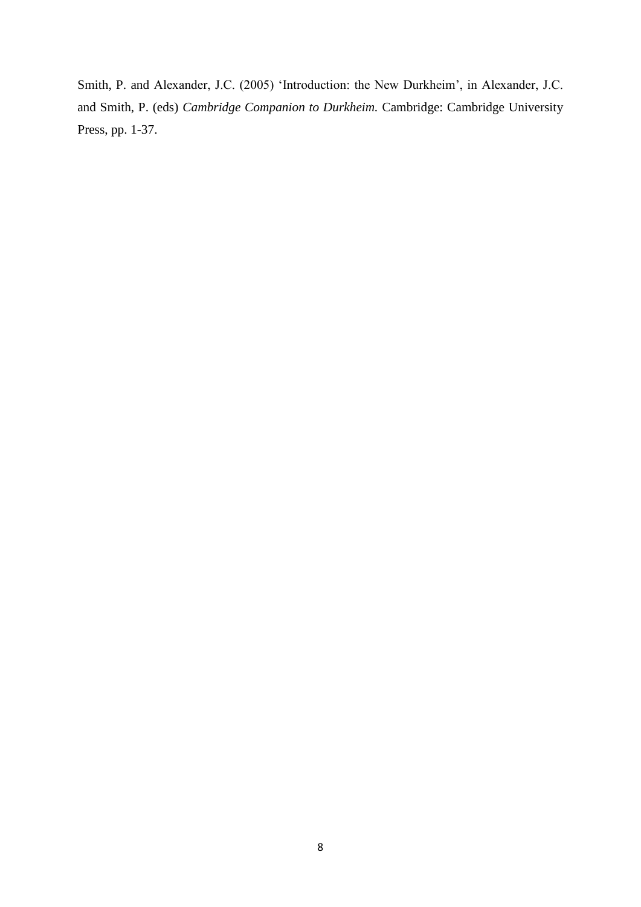Smith, P. and Alexander, J.C. (2005) 'Introduction: the New Durkheim', in Alexander, J.C. and Smith, P. (eds) *Cambridge Companion to Durkheim.* Cambridge: Cambridge University Press, pp. 1-37.